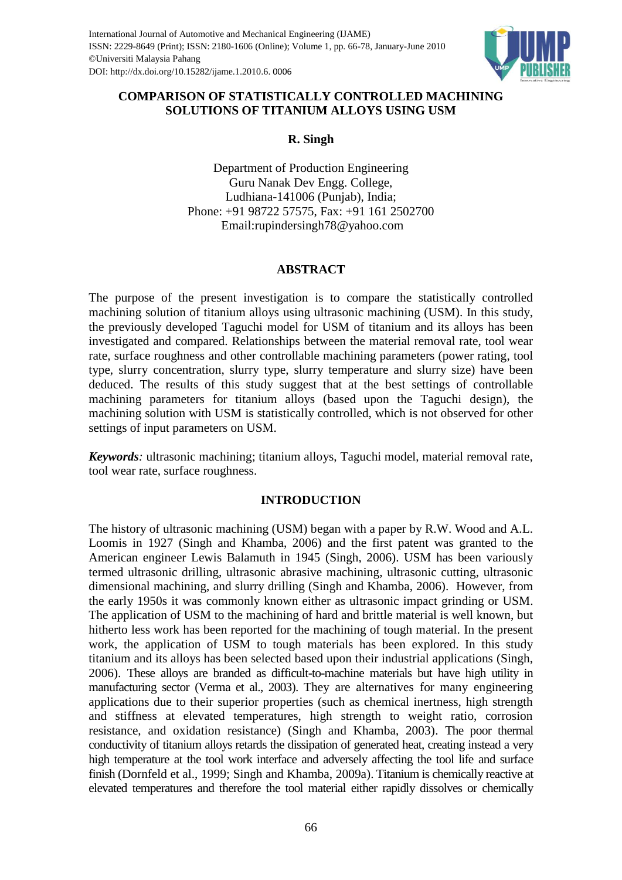# COMPARISON OF STATISTICALLY CONTROLLED MACHINING SOLUTIONS OF TITANIUM ALLOYS USING USM

**R. Singh**

Department of Production Engineering
Guru Nanak Dev Engg. College,
Ludhiana-141006 (Punjab), India;
Phone: +91 98722 57575, Fax: +91 161 2502700
Email:rupindersingh78@yahoo.com

## ABSTRACT

The purpose of the present investigation is to compare the statistically controlled machining solution of titanium alloys using ultrasonic machining (USM). In this study, the previously developed Taguchi model for USM of titanium and its alloys has been investigated and compared. Relationships between the material removal rate, tool wear rate, surface roughness and other controllable machining parameters (power rating, tool type, slurry concentration, slurry type, slurry temperature and slurry size) have been deduced. The results of this study suggest that at the best settings of controllable machining parameters for titanium alloys (based upon the Taguchi design), the machining solution with USM is statistically controlled, which is not observed for other settings of input parameters on USM.

***Keywords**:* ultrasonic machining; titanium alloys, Taguchi model, material removal rate, tool wear rate, surface roughness.

## INTRODUCTION

The history of ultrasonic machining (USM) began with a paper by R.W. Wood and A.L. Loomis in 1927 (Singh and Khamba, 2006) and the first patent was granted to the American engineer Lewis Balamuth in 1945 (Singh, 2006). USM has been variously termed ultrasonic drilling, ultrasonic abrasive machining, ultrasonic cutting, ultrasonic dimensional machining, and slurry drilling (Singh and Khamba, 2006). However, from the early 1950s it was commonly known either as ultrasonic impact grinding or USM. The application of USM to the machining of hard and brittle material is well known, but hitherto less work has been reported for the machining of tough material. In the present work, the application of USM to tough materials has been explored. In this study titanium and its alloys has been selected based upon their industrial applications (Singh, 2006). These alloys are branded as difficult-to-machine materials but have high utility in manufacturing sector (Verma et al., 2003). They are alternatives for many engineering applications due to their superior properties (such as chemical inertness, high strength and stiffness at elevated temperatures, high strength to weight ratio, corrosion resistance, and oxidation resistance) (Singh and Khamba, 2003). The poor thermal conductivity of titanium alloys retards the dissipation of generated heat, creating instead a very high temperature at the tool work interface and adversely affecting the tool life and surface finish (Dornfeld et al., 1999; Singh and Khamba, 2009a). Titanium is chemically reactive at elevated temperatures and therefore the tool material either rapidly dissolves or chemically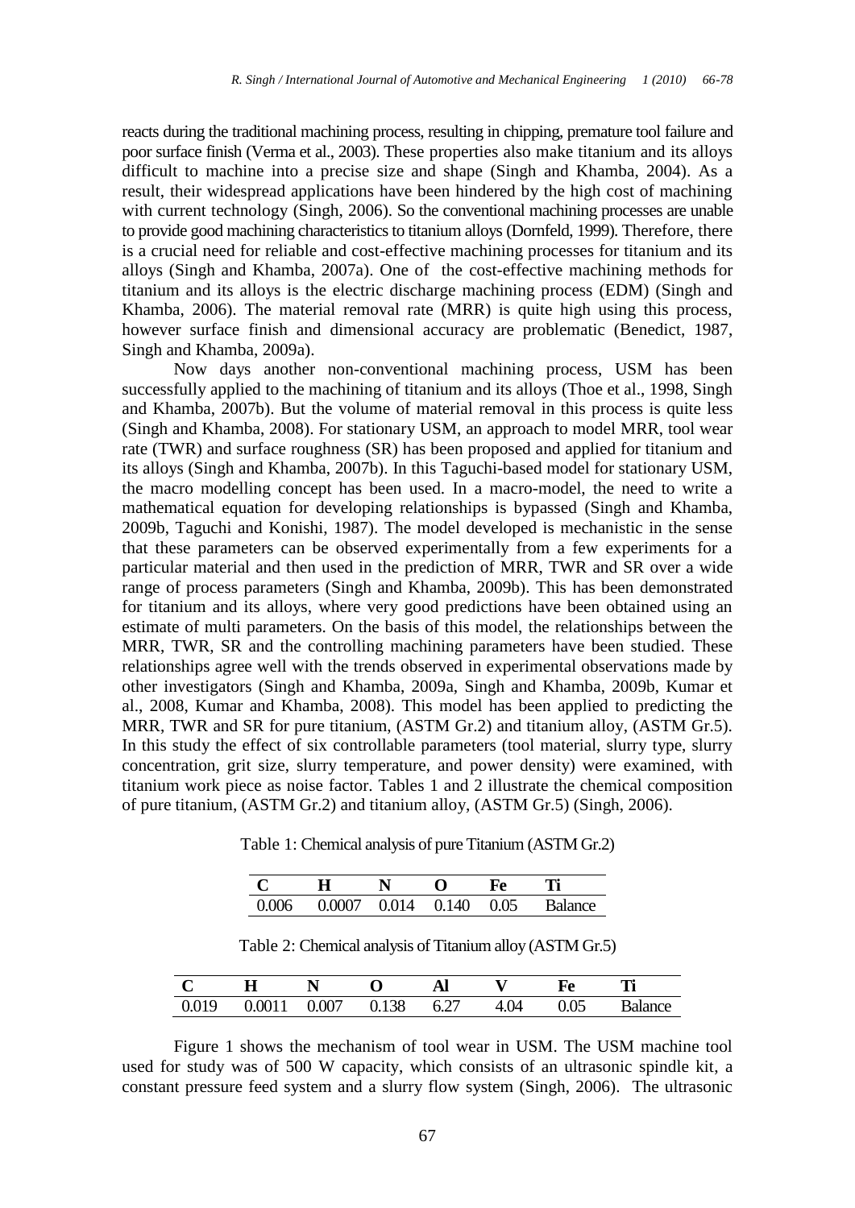reacts during the traditional machining process, resulting in chipping, premature tool failure and poor surface finish (Verma et al., 2003). These properties also make titanium and its alloys difficult to machine into a precise size and shape (Singh and Khamba, 2004). As a result, their widespread applications have been hindered by the high cost of machining with current technology (Singh, 2006). So the conventional machining processes are unable to provide good machining characteristics to titanium alloys (Dornfeld, 1999). Therefore, there is a crucial need for reliable and cost-effective machining processes for titanium and its alloys (Singh and Khamba, 2007a). One of the cost-effective machining methods for titanium and its alloys is the electric discharge machining process (EDM) (Singh and Khamba, 2006). The material removal rate (MRR) is quite high using this process, however surface finish and dimensional accuracy are problematic (Benedict, 1987, Singh and Khamba, 2009a).

Now days another non-conventional machining process, USM has been successfully applied to the machining of titanium and its alloys (Thoe et al., 1998, Singh and Khamba, 2007b). But the volume of material removal in this process is quite less (Singh and Khamba, 2008). For stationary USM, an approach to model MRR, tool wear rate (TWR) and surface roughness (SR) has been proposed and applied for titanium and its alloys (Singh and Khamba, 2007b). In this Taguchi-based model for stationary USM, the macro modelling concept has been used. In a macro-model, the need to write a mathematical equation for developing relationships is bypassed (Singh and Khamba, 2009b, Taguchi and Konishi, 1987). The model developed is mechanistic in the sense that these parameters can be observed experimentally from a few experiments for a particular material and then used in the prediction of MRR, TWR and SR over a wide range of process parameters (Singh and Khamba, 2009b). This has been demonstrated for titanium and its alloys, where very good predictions have been obtained using an estimate of multi parameters. On the basis of this model, the relationships between the MRR, TWR, SR and the controlling machining parameters have been studied. These relationships agree well with the trends observed in experimental observations made by other investigators (Singh and Khamba, 2009a, Singh and Khamba, 2009b, Kumar et al., 2008, Kumar and Khamba, 2008). This model has been applied to predicting the MRR, TWR and SR for pure titanium, (ASTM Gr.2) and titanium alloy, (ASTM Gr.5). In this study the effect of six controllable parameters (tool material, slurry type, slurry concentration, grit size, slurry temperature, and power density) were examined, with titanium work piece as noise factor. Tables 1 and 2 illustrate the chemical composition of pure titanium, (ASTM Gr.2) and titanium alloy, (ASTM Gr.5) (Singh, 2006).

Table 1: Chemical analysis of pure Titanium (ASTM Gr.2)

| C | H | N | O | Fe | Ti |
|---|---|---|---|---|---|
| 0.006 | 0.0007 | 0.014 | 0.140 | 0.05 | Balance |

Table 2: Chemical analysis of Titanium alloy (ASTM Gr.5)

| C | H | N | O | Al | V | Fe | Ti |
|---|---|---|---|---|---|---|---|
| 0.019 | 0.0011 | 0.007 | 0.138 | 6.27 | 4.04 | 0.05 | Balance |

Figure 1 shows the mechanism of tool wear in USM. The USM machine tool used for study was of 500 W capacity, which consists of an ultrasonic spindle kit, a constant pressure feed system and a slurry flow system (Singh, 2006). The ultrasonic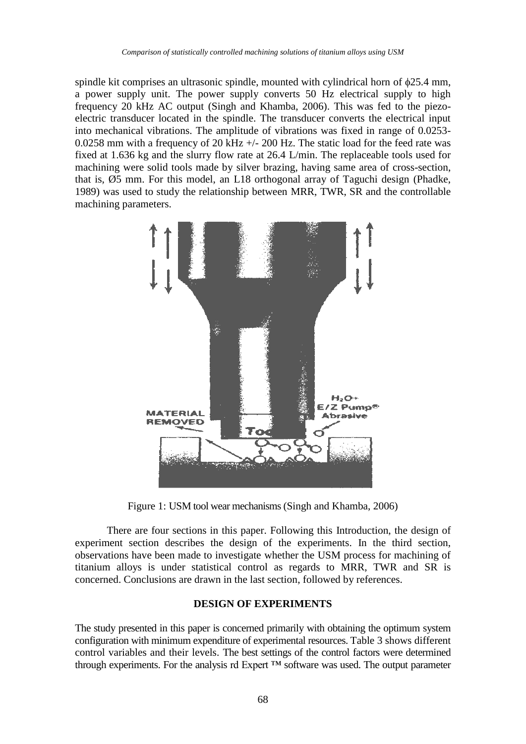spindle kit comprises an ultrasonic spindle, mounted with cylindrical horn of ϕ25.4 mm, a power supply unit. The power supply converts 50 Hz electrical supply to high frequency 20 kHz AC output (Singh and Khamba, 2006). This was fed to the piezo-electric transducer located in the spindle. The transducer converts the electrical input into mechanical vibrations. The amplitude of vibrations was fixed in range of 0.0253-0.0258 mm with a frequency of 20 kHz +/- 200 Hz. The static load for the feed rate was fixed at 1.636 kg and the slurry flow rate at 26.4 L/min. The replaceable tools used for machining were solid tools made by silver brazing, having same area of cross-section, that is, Ø5 mm. For this model, an L18 orthogonal array of Taguchi design (Phadke, 1989) was used to study the relationship between MRR, TWR, SR and the controllable machining parameters.

Figure 1: USM tool wear mechanisms (Singh and Khamba, 2006)

There are four sections in this paper. Following this Introduction, the design of experiment section describes the design of the experiments. In the third section, observations have been made to investigate whether the USM process for machining of titanium alloys is under statistical control as regards to MRR, TWR and SR is concerned. Conclusions are drawn in the last section, followed by references.

## DESIGN OF EXPERIMENTS

The study presented in this paper is concerned primarily with obtaining the optimum system configuration with minimum expenditure of experimental resources. Table 3 shows different control variables and their levels. The best settings of the control factors were determined through experiments. For the analysis rd Expert ™ software was used. The output parameter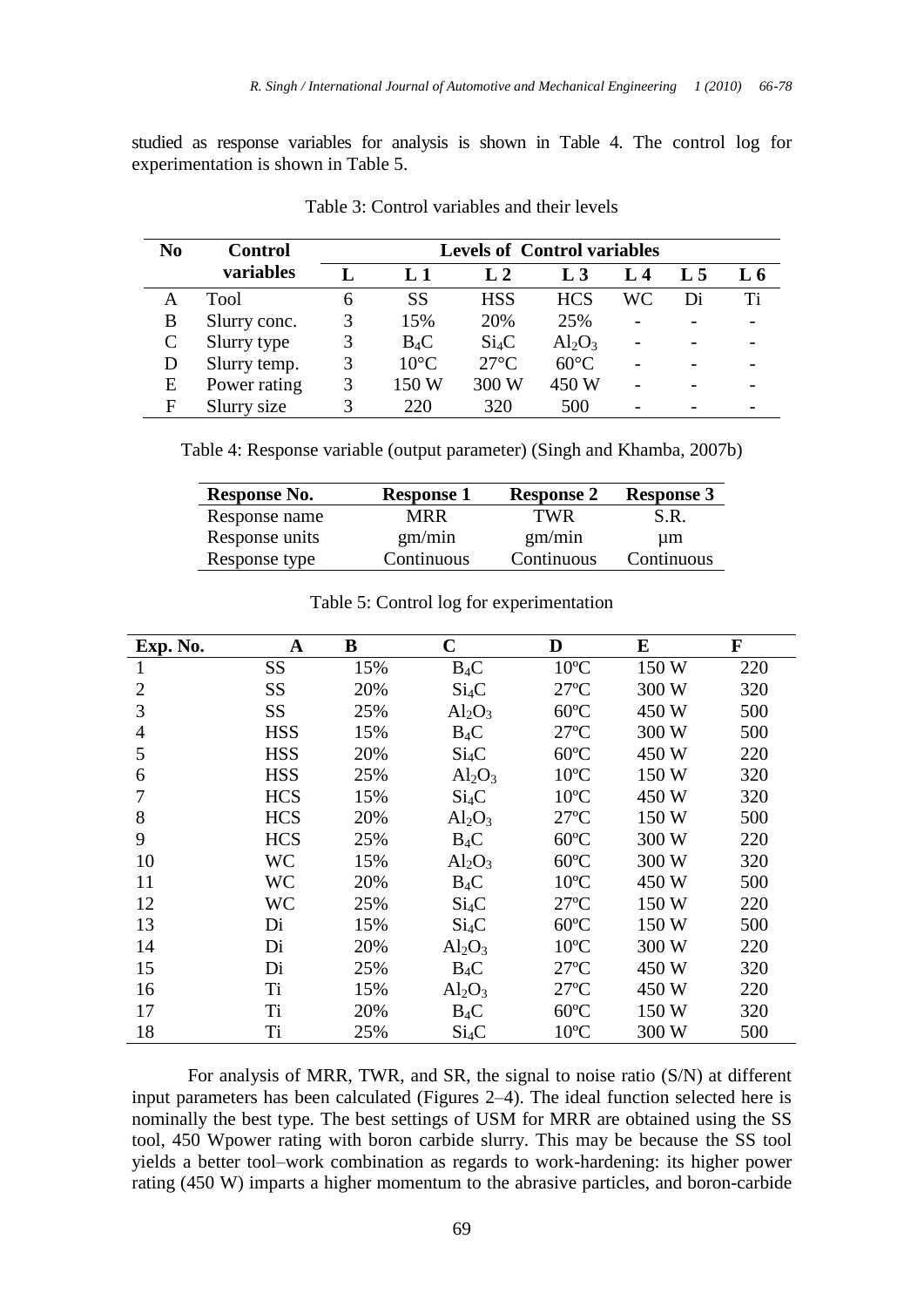studied as response variables for analysis is shown in Table 4. The control log for experimentation is shown in Table 5.

Table 3: Control variables and their levels

| No | Control variables | Levels of Control variables | | | | | | |
|---|---|---|---|---|---|---|---|---|
| | | L | L 1 | L 2 | L 3 | L 4 | L 5 | L 6 |
| A | Tool | 6 | SS | HSS | HCS | WC | Di | Ti |
| B | Slurry conc. | 3 | 15% | 20% | 25% | - | - | - |
| C | Slurry type | 3 | $B_4C$ | $Si_4C$ | $Al_2O_3$ | - | - | - |
| D | Slurry temp. | 3 | 10°C | 27°C | 60°C | - | - | - |
| E | Power rating | 3 | 150 W | 300 W | 450 W | - | - | - |
| F | Slurry size | 3 | 220 | 320 | 500 | - | - | - |

Table 4: Response variable (output parameter) (Singh and Khamba, 2007b)

| Response No. | Response 1 | Response 2 | Response 3 |
|---|---|---|---|
| Response name | MRR | TWR | S.R. |
| Response units | gm/min | gm/min | μm |
| Response type | Continuous | Continuous | Continuous |

Table 5: Control log for experimentation

| Exp. No. | A | B | C | D | E | F |
|---|---|---|---|---|---|---|
| 1 | SS | 15% | $B_4C$ | 10ºC | 150 W | 220 |
| 2 | SS | 20% | $Si_4C$ | 27ºC | 300 W | 320 |
| 3 | SS | 25% | $Al_2O_3$ | 60ºC | 450 W | 500 |
| 4 | HSS | 15% | $B_4C$ | 27ºC | 300 W | 500 |
| 5 | HSS | 20% | $Si_4C$ | 60ºC | 450 W | 220 |
| 6 | HSS | 25% | $Al_2O_3$ | 10ºC | 150 W | 320 |
| 7 | HCS | 15% | $Si_4C$ | 10ºC | 450 W | 320 |
| 8 | HCS | 20% | $Al_2O_3$ | 27ºC | 150 W | 500 |
| 9 | HCS | 25% | $B_4C$ | 60ºC | 300 W | 220 |
| 10 | WC | 15% | $Al_2O_3$ | 60ºC | 300 W | 320 |
| 11 | WC | 20% | $B_4C$ | 10ºC | 450 W | 500 |
| 12 | WC | 25% | $Si_4C$ | 27ºC | 150 W | 220 |
| 13 | Di | 15% | $Si_4C$ | 60ºC | 150 W | 500 |
| 14 | Di | 20% | $Al_2O_3$ | 10ºC | 300 W | 220 |
| 15 | Di | 25% | $B_4C$ | 27ºC | 450 W | 320 |
| 16 | Ti | 15% | $Al_2O_3$ | 27ºC | 450 W | 220 |
| 17 | Ti | 20% | $B_4C$ | 60ºC | 150 W | 320 |
| 18 | Ti | 25% | $Si_4C$ | 10ºC | 300 W | 500 |

For analysis of MRR, TWR, and SR, the signal to noise ratio (S/N) at different input parameters has been calculated (Figures 2–4). The ideal function selected here is nominally the best type. The best settings of USM for MRR are obtained using the SS tool, 450 Wpower rating with boron carbide slurry. This may be because the SS tool yields a better tool–work combination as regards to work-hardening: its higher power rating (450 W) imparts a higher momentum to the abrasive particles, and boron-carbide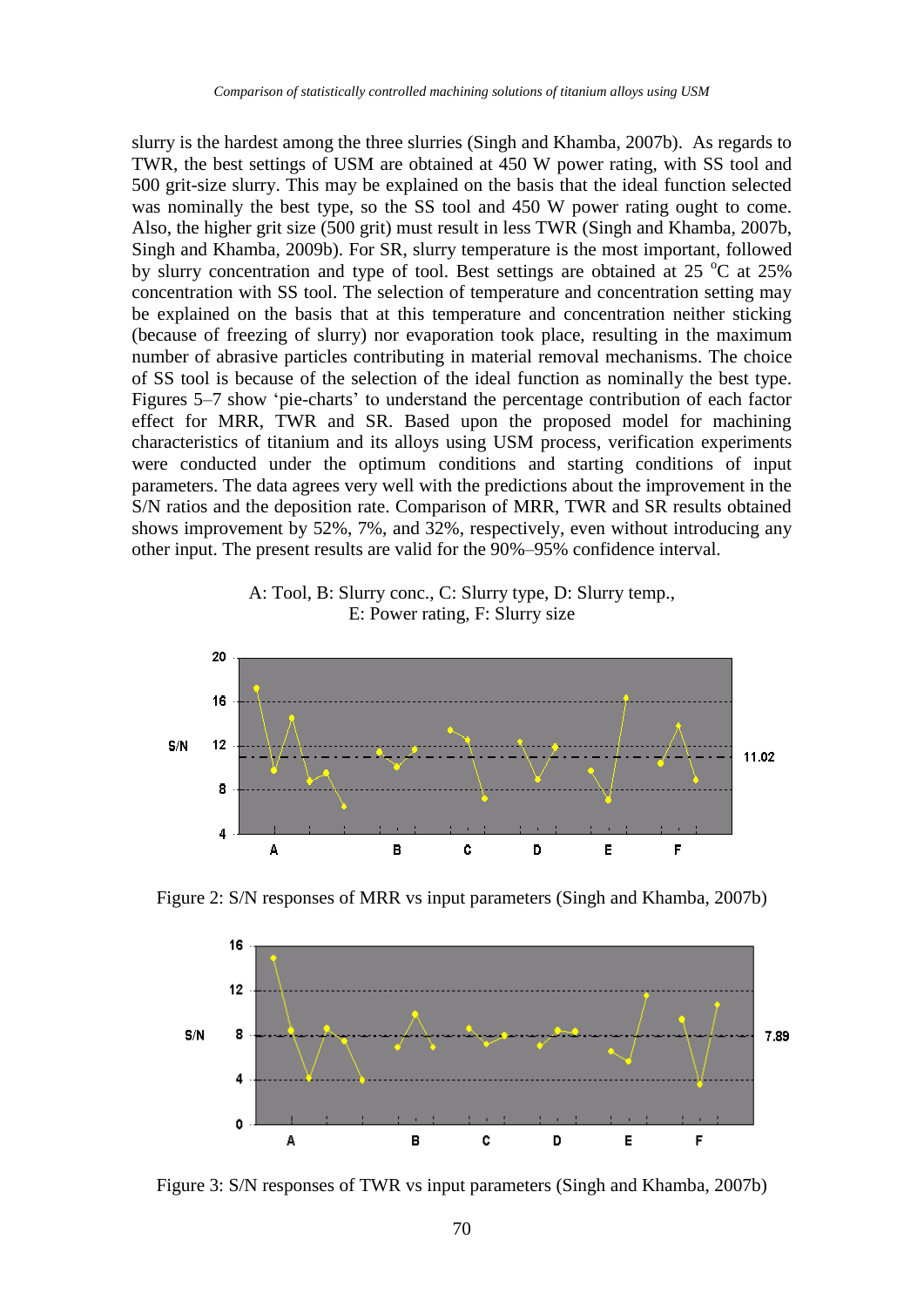slurry is the hardest among the three slurries (Singh and Khamba, 2007b). As regards to TWR, the best settings of USM are obtained at 450 W power rating, with SS tool and 500 grit-size slurry. This may be explained on the basis that the ideal function selected was nominally the best type, so the SS tool and 450 W power rating ought to come. Also, the higher grit size (500 grit) must result in less TWR (Singh and Khamba, 2007b, Singh and Khamba, 2009b). For SR, slurry temperature is the most important, followed by slurry concentration and type of tool. Best settings are obtained at 25 °C at 25% concentration with SS tool. The selection of temperature and concentration setting may be explained on the basis that at this temperature and concentration neither sticking (because of freezing of slurry) nor evaporation took place, resulting in the maximum number of abrasive particles contributing in material removal mechanisms. The choice of SS tool is because of the selection of the ideal function as nominally the best type. Figures 5–7 show 'pie-charts' to understand the percentage contribution of each factor effect for MRR, TWR and SR. Based upon the proposed model for machining characteristics of titanium and its alloys using USM process, verification experiments were conducted under the optimum conditions and starting conditions of input parameters. The data agrees very well with the predictions about the improvement in the S/N ratios and the deposition rate. Comparison of MRR, TWR and SR results obtained shows improvement by 52%, 7%, and 32%, respectively, even without introducing any other input. The present results are valid for the 90%–95% confidence interval.

A: Tool, B: Slurry conc., C: Slurry type, D: Slurry temp., E: Power rating, F: Slurry size

Figure 2: S/N responses of MRR vs input parameters (Singh and Khamba, 2007b)

Figure 3: S/N responses of TWR vs input parameters (Singh and Khamba, 2007b)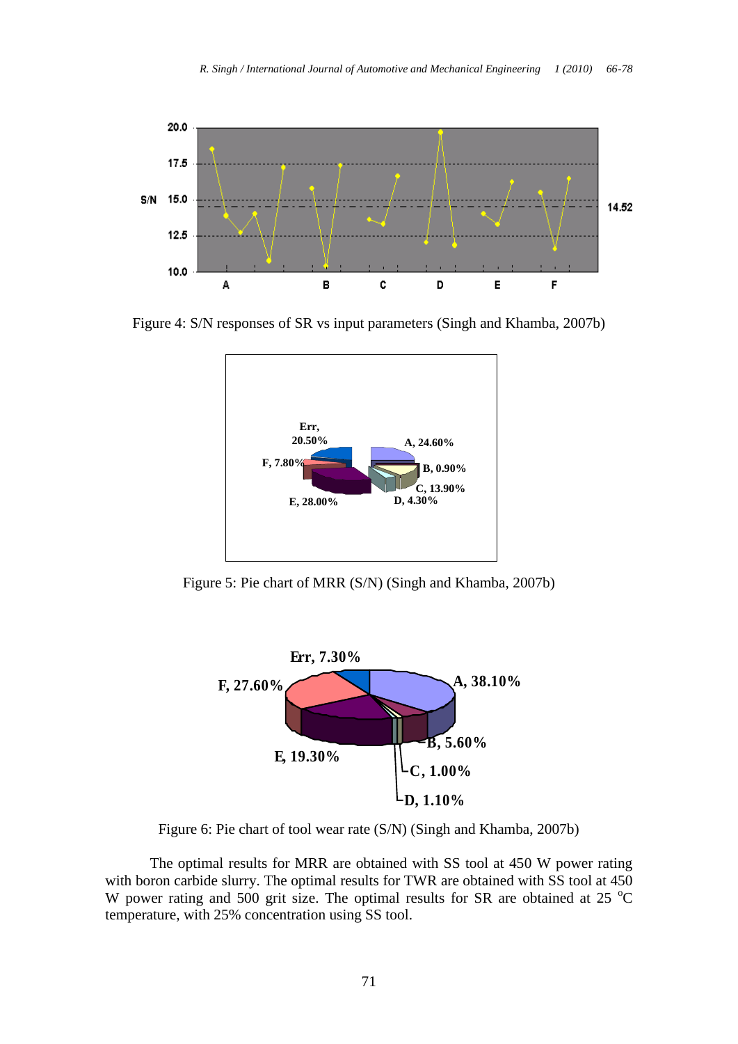Figure 4: S/N responses of SR vs input parameters (Singh and Khamba, 2007b)

Figure 5: Pie chart of MRR (S/N) (Singh and Khamba, 2007b)

Figure 6: Pie chart of tool wear rate (S/N) (Singh and Khamba, 2007b)

The optimal results for MRR are obtained with SS tool at 450 W power rating with boron carbide slurry. The optimal results for TWR are obtained with SS tool at 450 W power rating and 500 grit size. The optimal results for SR are obtained at 25 $^{o}$C temperature, with 25% concentration using SS tool.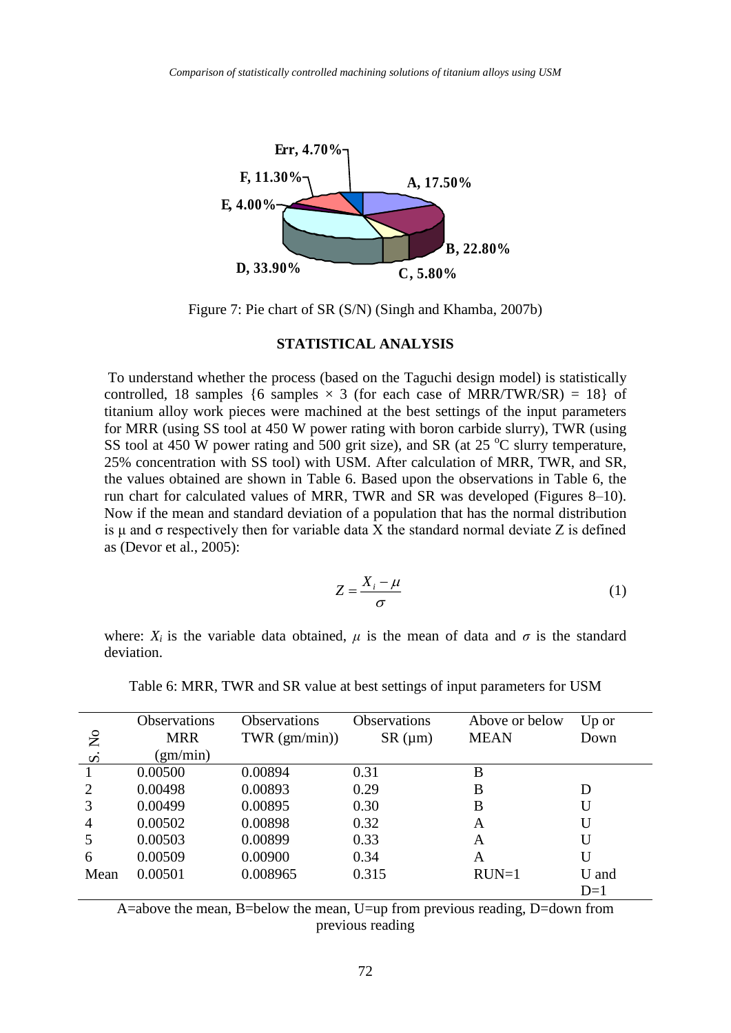Figure 7: Pie chart of SR (S/N) (Singh and Khamba, 2007b)

## STATISTICAL ANALYSIS

To understand whether the process (based on the Taguchi design model) is statistically controlled, 18 samples {6 samples × 3 (for each case of MRR/TWR/SR) = 18} of titanium alloy work pieces were machined at the best settings of the input parameters for MRR (using SS tool at 450 W power rating with boron carbide slurry), TWR (using SS tool at 450 W power rating and 500 grit size), and SR (at 25 °C slurry temperature, 25% concentration with SS tool) with USM. After calculation of MRR, TWR, and SR, the values obtained are shown in Table 6. Based upon the observations in Table 6, the run chart for calculated values of MRR, TWR and SR was developed (Figures 8–10). Now if the mean and standard deviation of a population that has the normal distribution is μ and σ respectively then for variable data X the standard normal deviate Z is defined as (Devor et al., 2005):

$$Z = \frac{X_i - \mu}{\sigma} \tag{1}$$

where: $X_i$ is the variable data obtained, $\mu$ is the mean of data and $\sigma$ is the standard deviation.

Table 6: MRR, TWR and SR value at best settings of input parameters for USM

| S. No | Observations MRR (gm/min) | Observations TWR (gm/min)) | Observations SR (μm) | Above or below MEAN | Up or Down |
|---|---|---|---|---|---|
| 1 | 0.00500 | 0.00894 | 0.31 | B | |
| 2 | 0.00498 | 0.00893 | 0.29 | B | D |
| 3 | 0.00499 | 0.00895 | 0.30 | B | U |
| 4 | 0.00502 | 0.00898 | 0.32 | A | U |
| 5 | 0.00503 | 0.00899 | 0.33 | A | U |
| 6 | 0.00509 | 0.00900 | 0.34 | A | U |
| Mean | 0.00501 | 0.008965 | 0.315 | RUN=1 | U and D=1 |

A=above the mean, B=below the mean, U=up from previous reading, D=down from previous reading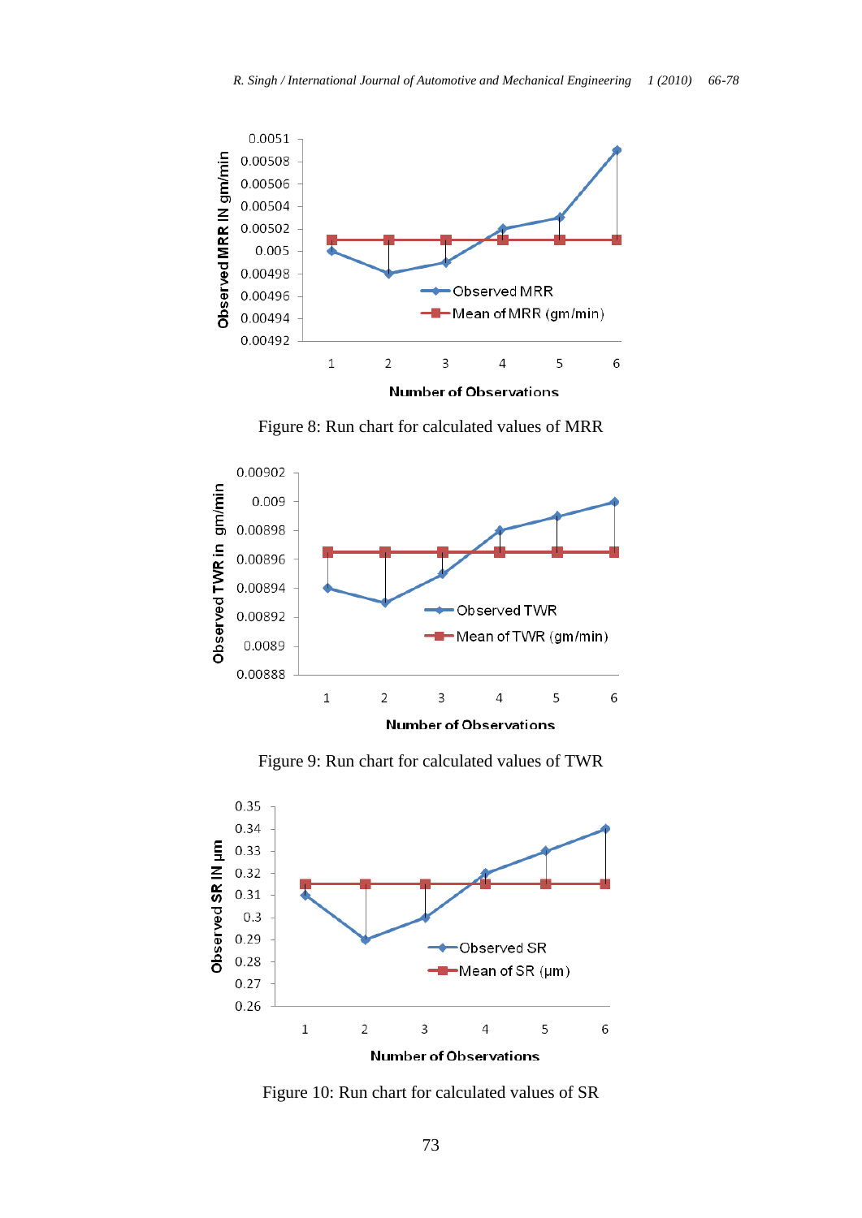Figure 8: Run chart for calculated values of MRR

Figure 9: Run chart for calculated values of TWR

Figure 10: Run chart for calculated values of SR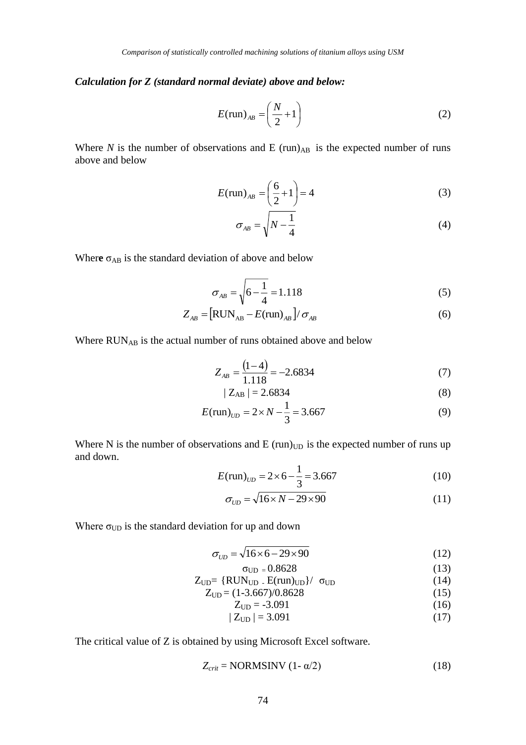***Calculation for Z (standard normal deviate) above and below:***

$$E(\text{run})_{AB} = \left(\frac{N}{2} + 1\right) \tag{2}$$

Where $N$ is the number of observations and E $(\text{run})_{AB}$ is the expected number of runs above and below

$$E(\text{run})_{AB} = \left(\frac{6}{2} + 1\right) = 4 \tag{3}$$

$$\sigma_{AB} = \sqrt{N - \frac{1}{4}} \tag{4}$$

Where $\sigma_{AB}$ is the standard deviation of above and below

$$\sigma_{AB} = \sqrt{6 - \frac{1}{4}} = 1.118 \tag{5}$$

$$Z_{AB} = \left[\text{RUN}_{\text{AB}} - E(\text{run})_{AB}\right] / \sigma_{AB} \tag{6}$$

Where $\text{RUN}_{\text{AB}}$ is the actual number of runs obtained above and below

$$Z_{AB} = \frac{(1-4)}{1.118} = -2.6834 \tag{7}$$

$$| Z_{AB} | = 2.6834 \tag{8}$$

$$E(\text{run})_{UD} = 2 \times N - \frac{1}{3} = 3.667 \tag{9}$$

Where N is the number of observations and E $(\text{run})_{UD}$ is the expected number of runs up and down.

$$E(\text{run})_{UD} = 2 \times 6 - \frac{1}{3} = 3.667 \tag{10}$$

$$\sigma_{UD} = \sqrt{16 \times N - 29 \times 90} \tag{11}$$

Where $\sigma_{UD}$ is the standard deviation for up and down

$$\sigma_{UD} = \sqrt{16 \times 6 - 29 \times 90} \tag{12}$$

$$\sigma_{UD} = 0.8628 \tag{13}$$

$$Z_{UD} = \{\text{RUN}_{UD} - E(\text{run})_{UD}\} / \sigma_{UD} \tag{14}$$

$$Z_{UD} = (1-3.667)/0.8628 \tag{15}$$

$$Z_{UD} = -3.091 \tag{16}$$

$$| Z_{UD} | = 3.091 \tag{17}$$

The critical value of Z is obtained by using Microsoft Excel software.

$$Z_{crit} = \text{NORMSINV}(1 - \alpha/2) \tag{18}$$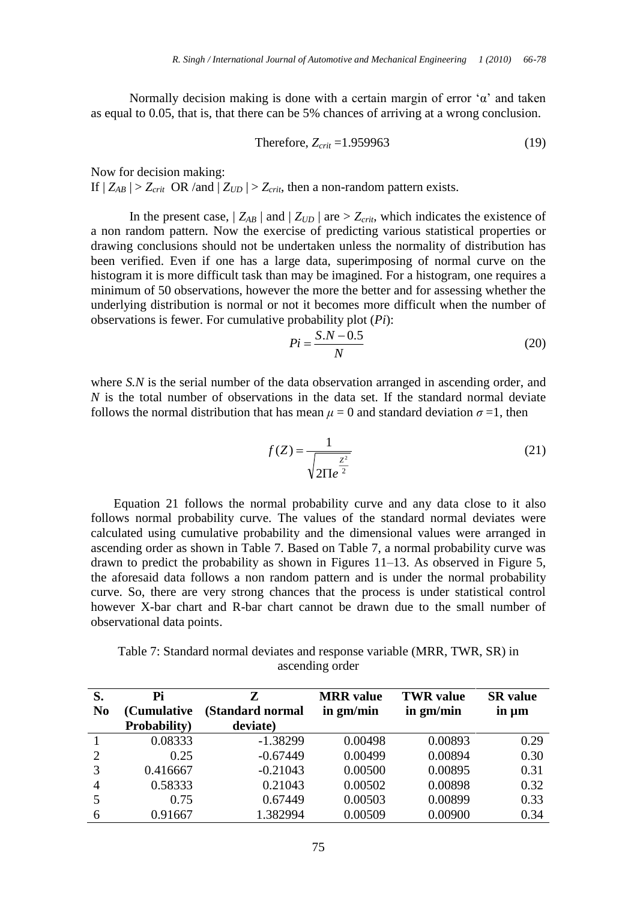Normally decision making is done with a certain margin of error 'α' and taken as equal to 0.05, that is, that there can be 5% chances of arriving at a wrong conclusion.

$$\text{Therefore, } Z_{crit} = 1.959963 \tag{19}$$

Now for decision making:
If $| Z_{AB} | > Z_{crit}$ OR /and $| Z_{UD} | > Z_{crit}$, then a non-random pattern exists.

In the present case, $| Z_{AB} |$ and $| Z_{UD} |$ are $> Z_{crit}$, which indicates the existence of a non random pattern. Now the exercise of predicting various statistical properties or drawing conclusions should not be undertaken unless the normality of distribution has been verified. Even if one has a large data, superimposing of normal curve on the histogram it is more difficult task than may be imagined. For a histogram, one requires a minimum of 50 observations, however the more the better and for assessing whether the underlying distribution is normal or not it becomes more difficult when the number of observations is fewer. For cumulative probability plot ($Pi$):

$$Pi = \frac{S.N - 0.5}{N} \tag{20}$$

where $S.N$ is the serial number of the data observation arranged in ascending order, and $N$ is the total number of observations in the data set. If the standard normal deviate follows the normal distribution that has mean $\mu = 0$ and standard deviation $\sigma = 1$, then

$$f(Z) = \frac{1}{\sqrt{2\Pi e^{\frac{Z^2}{2}}}} \tag{21}$$

Equation 21 follows the normal probability curve and any data close to it also follows normal probability curve. The values of the standard normal deviates were calculated using cumulative probability and the dimensional values were arranged in ascending order as shown in Table 7. Based on Table 7, a normal probability curve was drawn to predict the probability as shown in Figures 11–13. As observed in Figure 5, the aforesaid data follows a non random pattern and is under the normal probability curve. So, there are very strong chances that the process is under statistical control however X-bar chart and R-bar chart cannot be drawn due to the small number of observational data points.

Table 7: Standard normal deviates and response variable (MRR, TWR, SR) in ascending order

| S. No | Pi (Cumulative Probability) | Z (Standard normal deviate) | MRR value in gm/min | TWR value in gm/min | SR value in μm |
|---|---|---|---|---|---|
| 1 | 0.08333 | -1.38299 | 0.00498 | 0.00893 | 0.29 |
| 2 | 0.25 | -0.67449 | 0.00499 | 0.00894 | 0.30 |
| 3 | 0.416667 | -0.21043 | 0.00500 | 0.00895 | 0.31 |
| 4 | 0.58333 | 0.21043 | 0.00502 | 0.00898 | 0.32 |
| 5 | 0.75 | 0.67449 | 0.00503 | 0.00899 | 0.33 |
| 6 | 0.91667 | 1.382994 | 0.00509 | 0.00900 | 0.34 |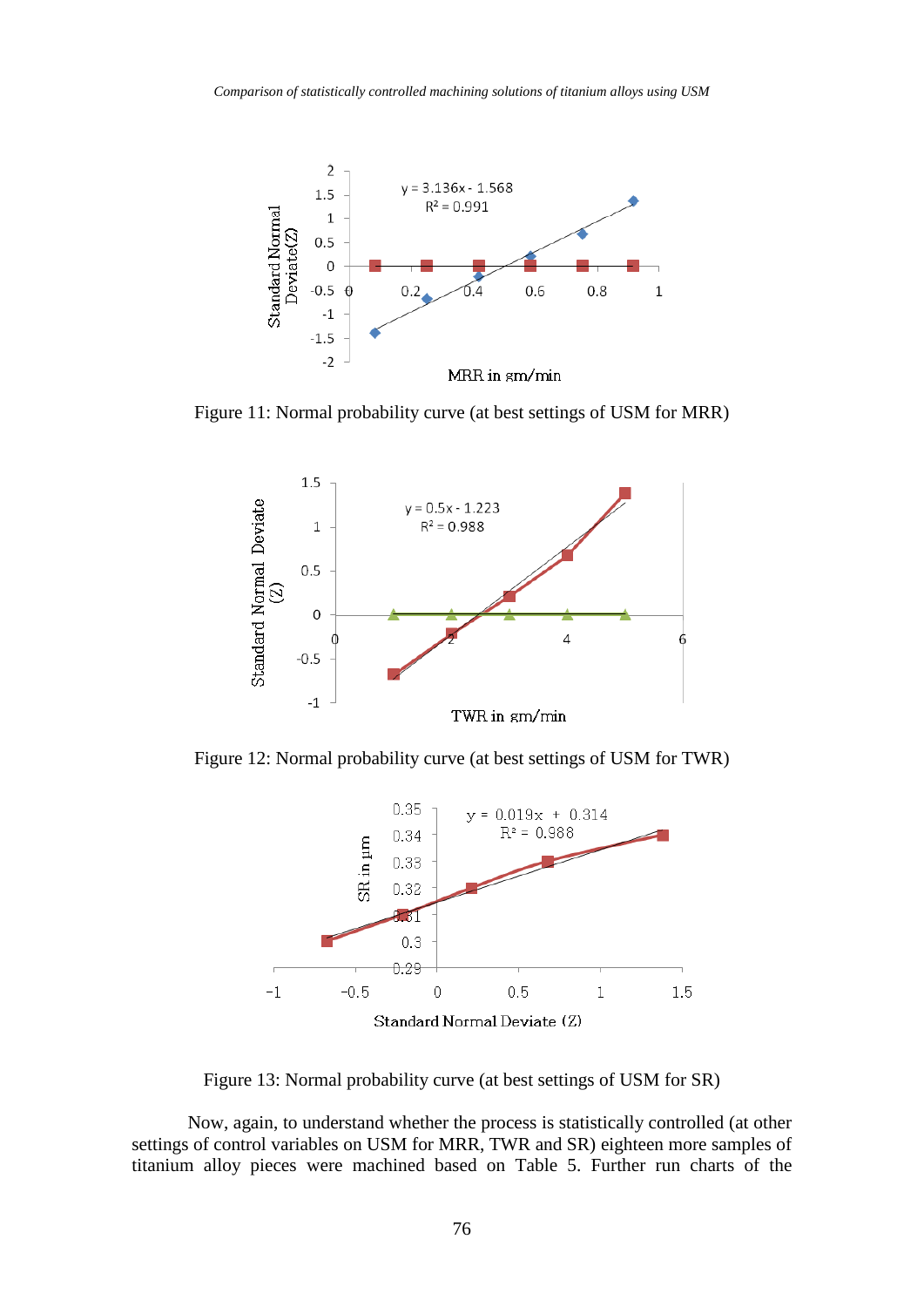Figure 11: Normal probability curve (at best settings of USM for MRR)

Figure 12: Normal probability curve (at best settings of USM for TWR)

Figure 13: Normal probability curve (at best settings of USM for SR)

Now, again, to understand whether the process is statistically controlled (at other settings of control variables on USM for MRR, TWR and SR) eighteen more samples of titanium alloy pieces were machined based on Table 5. Further run charts of the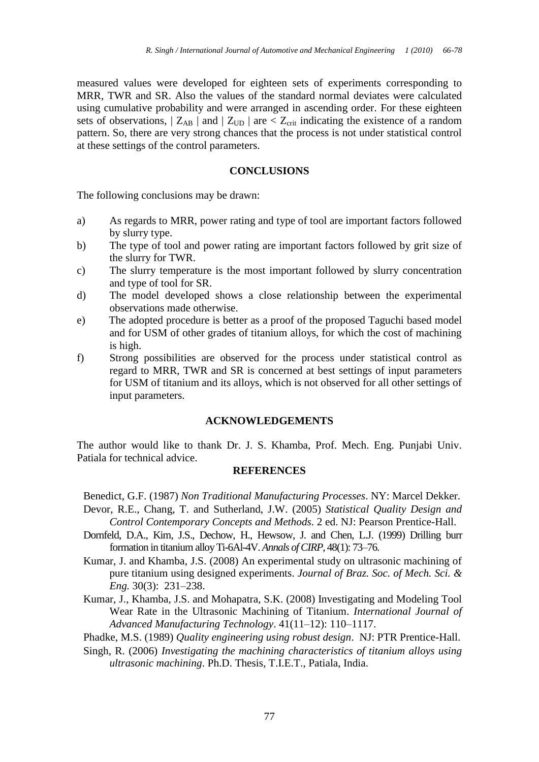measured values were developed for eighteen sets of experiments corresponding to MRR, TWR and SR. Also the values of the standard normal deviates were calculated using cumulative probability and were arranged in ascending order. For these eighteen sets of observations, | $Z_{AB}$ | and | $Z_{UD}$ | are < $Z_{crit}$ indicating the existence of a random pattern. So, there are very strong chances that the process is not under statistical control at these settings of the control parameters.

## CONCLUSIONS

The following conclusions may be drawn:

a) As regards to MRR, power rating and type of tool are important factors followed by slurry type.
b) The type of tool and power rating are important factors followed by grit size of the slurry for TWR.
c) The slurry temperature is the most important followed by slurry concentration and type of tool for SR.
d) The model developed shows a close relationship between the experimental observations made otherwise.
e) The adopted procedure is better as a proof of the proposed Taguchi based model and for USM of other grades of titanium alloys, for which the cost of machining is high.
f) Strong possibilities are observed for the process under statistical control as regard to MRR, TWR and SR is concerned at best settings of input parameters for USM of titanium and its alloys, which is not observed for all other settings of input parameters.

## ACKNOWLEDGEMENTS

The author would like to thank Dr. J. S. Khamba, Prof. Mech. Eng. Punjabi Univ. Patiala for technical advice.

## REFERENCES

Benedict, G.F. (1987) *Non Traditional Manufacturing Processes*. NY: Marcel Dekker.

Devor, R.E., Chang, T. and Sutherland, J.W. (2005) *Statistical Quality Design and Control Contemporary Concepts and Methods*. 2 ed. NJ: Pearson Prentice-Hall.

Dornfeld, D.A., Kim, J.S., Dechow, H., Hewsow, J. and Chen, L.J. (1999) Drilling burr formation in titanium alloy Ti-6Al-4V. *Annals of CIRP*, 48(1): 73–76.

Kumar, J. and Khamba, J.S. (2008) An experimental study on ultrasonic machining of pure titanium using designed experiments. *Journal of Braz. Soc. of Mech. Sci. & Eng.* 30(3): 231–238.

Kumar, J., Khamba, J.S. and Mohapatra, S.K. (2008) Investigating and Modeling Tool Wear Rate in the Ultrasonic Machining of Titanium. *International Journal of Advanced Manufacturing Technology*. 41(11–12): 110–1117.

Phadke, M.S. (1989) *Quality engineering using robust design*. NJ: PTR Prentice-Hall.

Singh, R. (2006) *Investigating the machining characteristics of titanium alloys using ultrasonic machining*. Ph.D. Thesis, T.I.E.T., Patiala, India.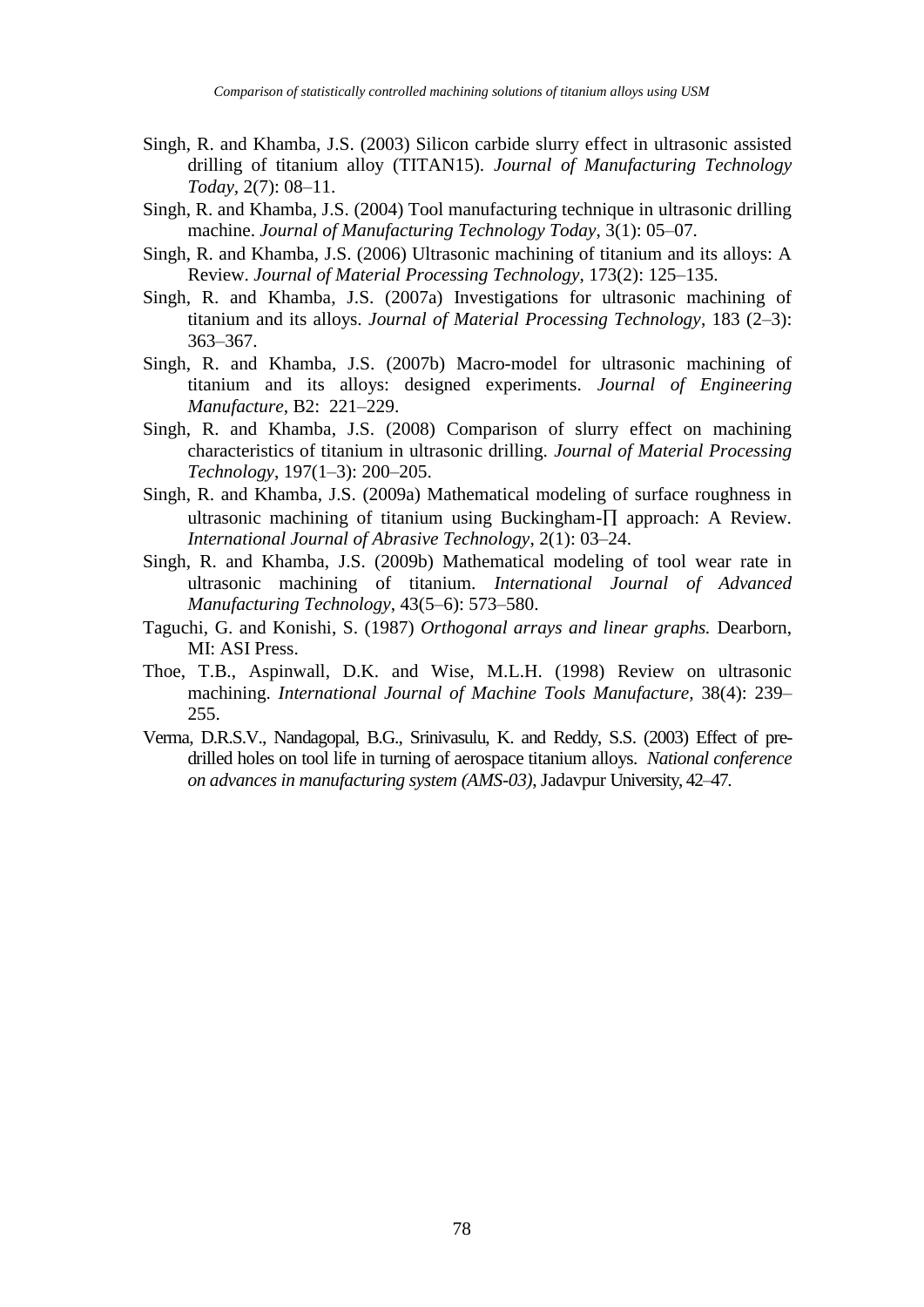Singh, R. and Khamba, J.S. (2003) Silicon carbide slurry effect in ultrasonic assisted drilling of titanium alloy (TITAN15). *Journal of Manufacturing Technology Today*, 2(7): 08–11.

Singh, R. and Khamba, J.S. (2004) Tool manufacturing technique in ultrasonic drilling machine. *Journal of Manufacturing Technology Today*, 3(1): 05–07.

Singh, R. and Khamba, J.S. (2006) Ultrasonic machining of titanium and its alloys: A Review. *Journal of Material Processing Technology*, 173(2): 125–135.

Singh, R. and Khamba, J.S. (2007a) Investigations for ultrasonic machining of titanium and its alloys. *Journal of Material Processing Technology*, 183 (2–3): 363–367.

Singh, R. and Khamba, J.S. (2007b) Macro-model for ultrasonic machining of titanium and its alloys: designed experiments. *Journal of Engineering Manufacture*, B2: 221–229.

Singh, R. and Khamba, J.S. (2008) Comparison of slurry effect on machining characteristics of titanium in ultrasonic drilling. *Journal of Material Processing Technology*, 197(1–3): 200–205.

Singh, R. and Khamba, J.S. (2009a) Mathematical modeling of surface roughness in ultrasonic machining of titanium using Buckingham-$\prod$ approach: A Review. *International Journal of Abrasive Technology*, 2(1): 03–24.

Singh, R. and Khamba, J.S. (2009b) Mathematical modeling of tool wear rate in ultrasonic machining of titanium. *International Journal of Advanced Manufacturing Technology*, 43(5–6): 573–580.

Taguchi, G. and Konishi, S. (1987) *Orthogonal arrays and linear graphs.* Dearborn, MI: ASI Press.

Thoe, T.B., Aspinwall, D.K. and Wise, M.L.H. (1998) Review on ultrasonic machining. *International Journal of Machine Tools Manufacture,* 38(4): 239–255.

Verma, D.R.S.V., Nandagopal, B.G., Srinivasulu, K. and Reddy, S.S. (2003) Effect of pre-drilled holes on tool life in turning of aerospace titanium alloys. *National conference on advances in manufacturing system (AMS-03)*, Jadavpur University, 42–47.